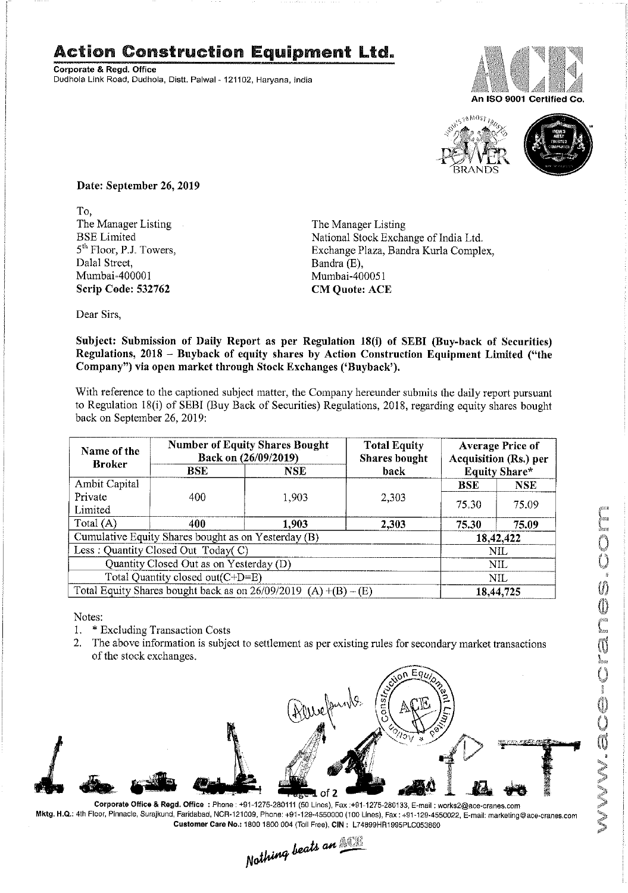# Action Construction Equipment Ltd.

**Corporate & Regd. Office**
Dudhola Link Road, Dudhola, Distt. Palwal - 121102, Haryana, India

An ISO 9001 Certified Co.

**Date: September 26, 2019**

To,

The Manager Listing
BSE Limited
5th Floor, P.J. Towers,
Dalal Street,
Mumbai-400001
**Scrip Code: 532762**

The Manager Listing
National Stock Exchange of India Ltd.
Exchange Plaza, Bandra Kurla Complex,
Bandra (E),
Mumbai-400051
**CM Quote: ACE**

Dear Sirs,

**Subject: Submission of Daily Report as per Regulation 18(i) of SEBI (Buy-back of Securities) Regulations, 2018 – Buyback of equity shares by Action Construction Equipment Limited ("the Company") via open market through Stock Exchanges ('Buyback').**

With reference to the captioned subject matter, the Company hereunder submits the daily report pursuant to Regulation 18(i) of SEBI (Buy Back of Securities) Regulations, 2018, regarding equity shares bought back on September 26, 2019:

| Name of the Broker | Number of Equity Shares Bought Back on (26/09/2019) | | Total Equity Shares bought back | Average Price of Acquisition (Rs.) per Equity Share* | |
|---|---|---|---|---|---|
| | BSE | NSE | | BSE | NSE |
| Ambit Capital Private Limited | 400 | 1,903 | 2,303 | 75.30 | 75.09 |
| Total (A) | **400** | **1,903** | **2,303** | **75.30** | **75.09** |
| Cumulative Equity Shares bought as on Yesterday (B) | | | | **18,42,422** | |
| Less : Quantity Closed Out Today( C) | | | | NIL | |
| Quantity Closed Out as on Yesterday (D) | | | | NIL | |
| Total Quantity closed out(C+D=E) | | | | NIL | |
| Total Equity Shares bought back as on 26/09/2019 (A) +(B) – (E) | | | | **18,44,725** | |

Notes:

1. * Excluding Transaction Costs
2. The above information is subject to settlement as per existing rules for secondary market transactions of the stock exchanges.

**Corporate Office & Regd. Office** : Phone : +91-1275-280111 (50 Lines), Fax :+91-1275-280133, E-mail : works2@ace-cranes.com
**Mktg. H.Q.**: 4th Floor, Pinnacle, Surajkund, Faridabad, NCR-121009, Phone: +91-129-4550000 (100 Lines), Fax : +91-129-4550022, E-mail: marketing@ace-cranes.com
**Customer Care No.**: 1800 1800 004 (Toll Free), **CIN** : L74899HR1995PLC053860

*Nothing beats an ACE*

www.ace-cranes.com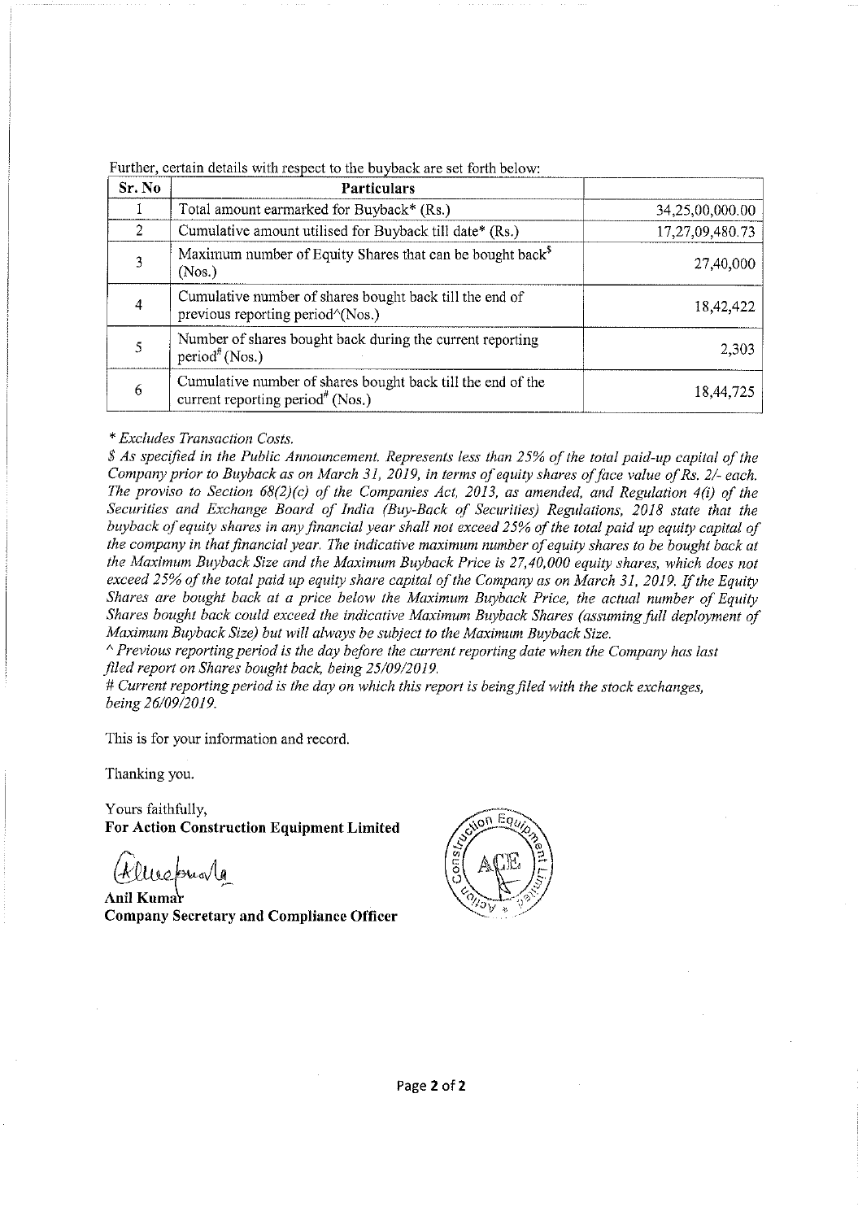Further, certain details with respect to the buyback are set forth below:

| Sr. No | Particulars | |
|---|---|---|
| 1 | Total amount earmarked for Buyback* (Rs.) | 34,25,00,000.00 |
| 2 | Cumulative amount utilised for Buyback till date* (Rs.) | 17,27,09,480.73 |
| 3 | Maximum number of Equity Shares that can be bought back$ (Nos.) | 27,40,000 |
| 4 | Cumulative number of shares bought back till the end of previous reporting period^(Nos.) | 18,42,422 |
| 5 | Number of shares bought back during the current reporting period# (Nos.) | 2,303 |
| 6 | Cumulative number of shares bought back till the end of the current reporting period# (Nos.) | 18,44,725 |

*\* Excludes Transaction Costs.*

*$ As specified in the Public Announcement. Represents less than 25% of the total paid-up capital of the Company prior to Buyback as on March 31, 2019, in terms of equity shares of face value of Rs. 2/- each. The proviso to Section 68(2)(c) of the Companies Act, 2013, as amended, and Regulation 4(i) of the Securities and Exchange Board of India (Buy-Back of Securities) Regulations, 2018 state that the buyback of equity shares in any financial year shall not exceed 25% of the total paid up equity capital of the company in that financial year. The indicative maximum number of equity shares to be bought back at the Maximum Buyback Size and the Maximum Buyback Price is 27,40,000 equity shares, which does not exceed 25% of the total paid up equity share capital of the Company as on March 31, 2019. If the Equity Shares are bought back at a price below the Maximum Buyback Price, the actual number of Equity Shares bought back could exceed the indicative Maximum Buyback Shares (assuming full deployment of Maximum Buyback Size) but will always be subject to the Maximum Buyback Size.*

*^ Previous reporting period is the day before the current reporting date when the Company has last filed report on Shares bought back, being 25/09/2019.*

*# Current reporting period is the day on which this report is being filed with the stock exchanges, being 26/09/2019.*

This is for your information and record.

Thanking you.

Yours faithfully,
**For Action Construction Equipment Limited**

**Anil Kumar**
**Company Secretary and Compliance Officer**